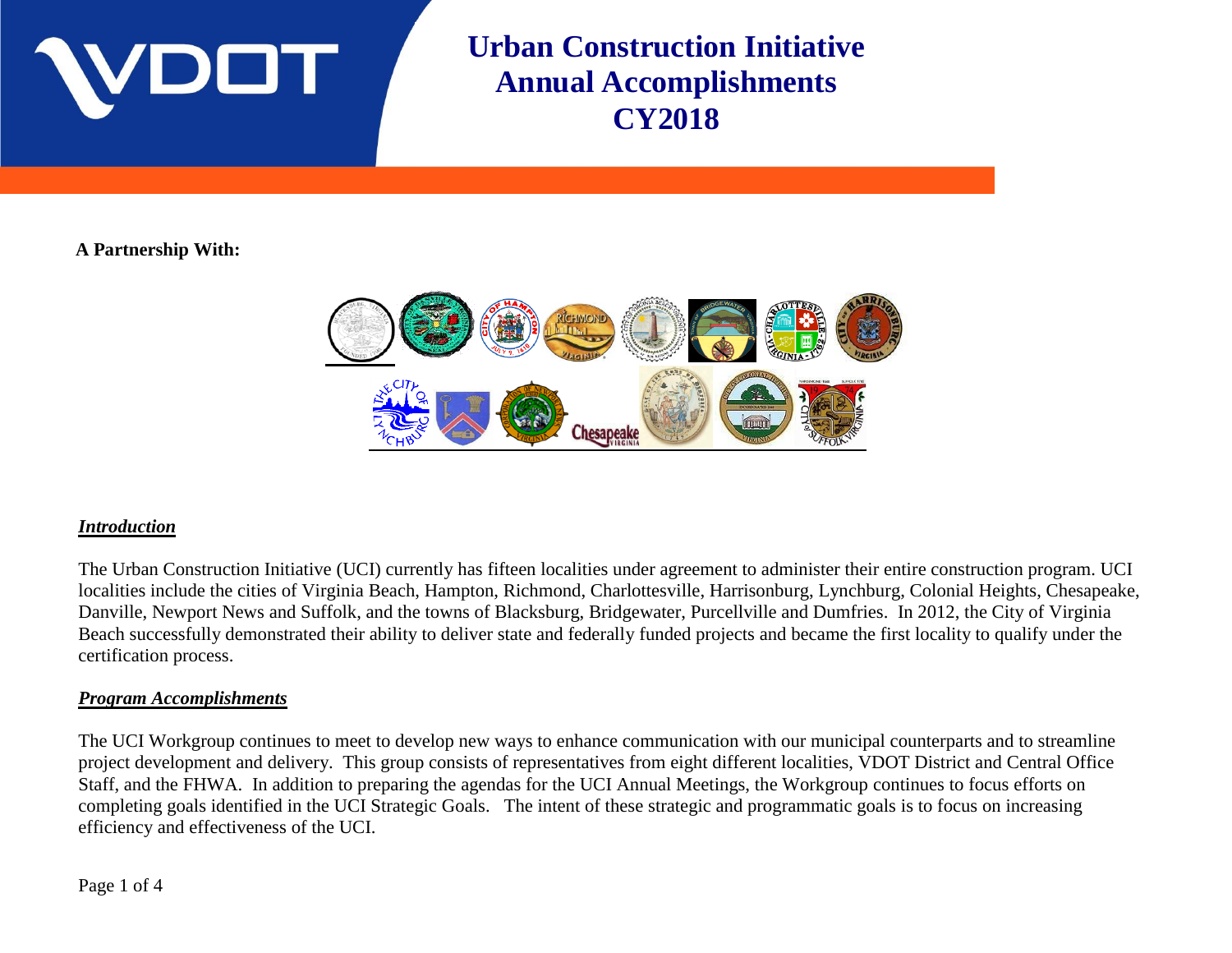# Urban Construction Initiative Annual Accomplishments CY2018

**A Partnership With:**

***Introduction***

The Urban Construction Initiative (UCI) currently has fifteen localities under agreement to administer their entire construction program. UCI localities include the cities of Virginia Beach, Hampton, Richmond, Charlottesville, Harrisonburg, Lynchburg, Colonial Heights, Chesapeake, Danville, Newport News and Suffolk, and the towns of Blacksburg, Bridgewater, Purcellville and Dumfries. In 2012, the City of Virginia Beach successfully demonstrated their ability to deliver state and federally funded projects and became the first locality to qualify under the certification process.

***Program Accomplishments***

The UCI Workgroup continues to meet to develop new ways to enhance communication with our municipal counterparts and to streamline project development and delivery. This group consists of representatives from eight different localities, VDOT District and Central Office Staff, and the FHWA. In addition to preparing the agendas for the UCI Annual Meetings, the Workgroup continues to focus efforts on completing goals identified in the UCI Strategic Goals. The intent of these strategic and programmatic goals is to focus on increasing efficiency and effectiveness of the UCI.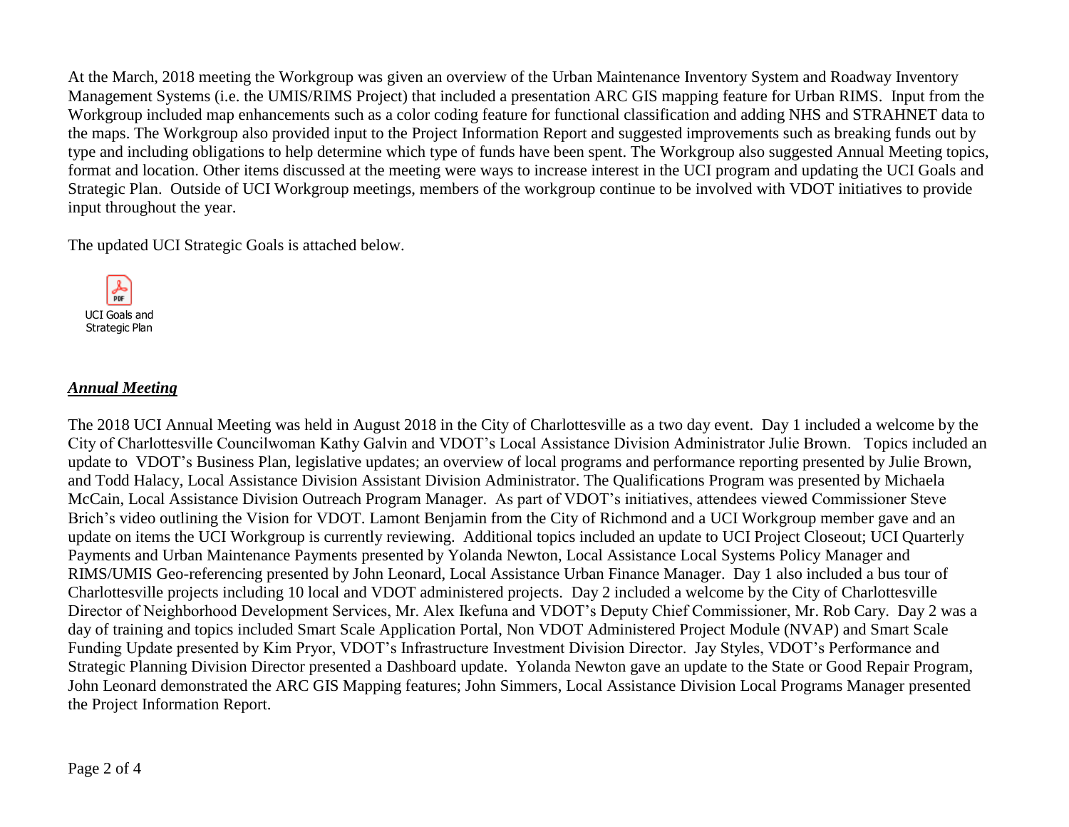At the March, 2018 meeting the Workgroup was given an overview of the Urban Maintenance Inventory System and Roadway Inventory Management Systems (i.e. the UMIS/RIMS Project) that included a presentation ARC GIS mapping feature for Urban RIMS. Input from the Workgroup included map enhancements such as a color coding feature for functional classification and adding NHS and STRAHNET data to the maps. The Workgroup also provided input to the Project Information Report and suggested improvements such as breaking funds out by type and including obligations to help determine which type of funds have been spent. The Workgroup also suggested Annual Meeting topics, format and location. Other items discussed at the meeting were ways to increase interest in the UCI program and updating the UCI Goals and Strategic Plan. Outside of UCI Workgroup meetings, members of the workgroup continue to be involved with VDOT initiatives to provide input throughout the year.

The updated UCI Strategic Goals is attached below.

UCI Goals and Strategic Plan

***Annual Meeting***

The 2018 UCI Annual Meeting was held in August 2018 in the City of Charlottesville as a two day event. Day 1 included a welcome by the City of Charlottesville Councilwoman Kathy Galvin and VDOT's Local Assistance Division Administrator Julie Brown. Topics included an update to VDOT's Business Plan, legislative updates; an overview of local programs and performance reporting presented by Julie Brown, and Todd Halacy, Local Assistance Division Assistant Division Administrator. The Qualifications Program was presented by Michaela McCain, Local Assistance Division Outreach Program Manager. As part of VDOT's initiatives, attendees viewed Commissioner Steve Brich's video outlining the Vision for VDOT. Lamont Benjamin from the City of Richmond and a UCI Workgroup member gave and an update on items the UCI Workgroup is currently reviewing. Additional topics included an update to UCI Project Closeout; UCI Quarterly Payments and Urban Maintenance Payments presented by Yolanda Newton, Local Assistance Local Systems Policy Manager and RIMS/UMIS Geo-referencing presented by John Leonard, Local Assistance Urban Finance Manager. Day 1 also included a bus tour of Charlottesville projects including 10 local and VDOT administered projects. Day 2 included a welcome by the City of Charlottesville Director of Neighborhood Development Services, Mr. Alex Ikefuna and VDOT's Deputy Chief Commissioner, Mr. Rob Cary. Day 2 was a day of training and topics included Smart Scale Application Portal, Non VDOT Administered Project Module (NVAP) and Smart Scale Funding Update presented by Kim Pryor, VDOT's Infrastructure Investment Division Director. Jay Styles, VDOT's Performance and Strategic Planning Division Director presented a Dashboard update. Yolanda Newton gave an update to the State or Good Repair Program, John Leonard demonstrated the ARC GIS Mapping features; John Simmers, Local Assistance Division Local Programs Manager presented the Project Information Report.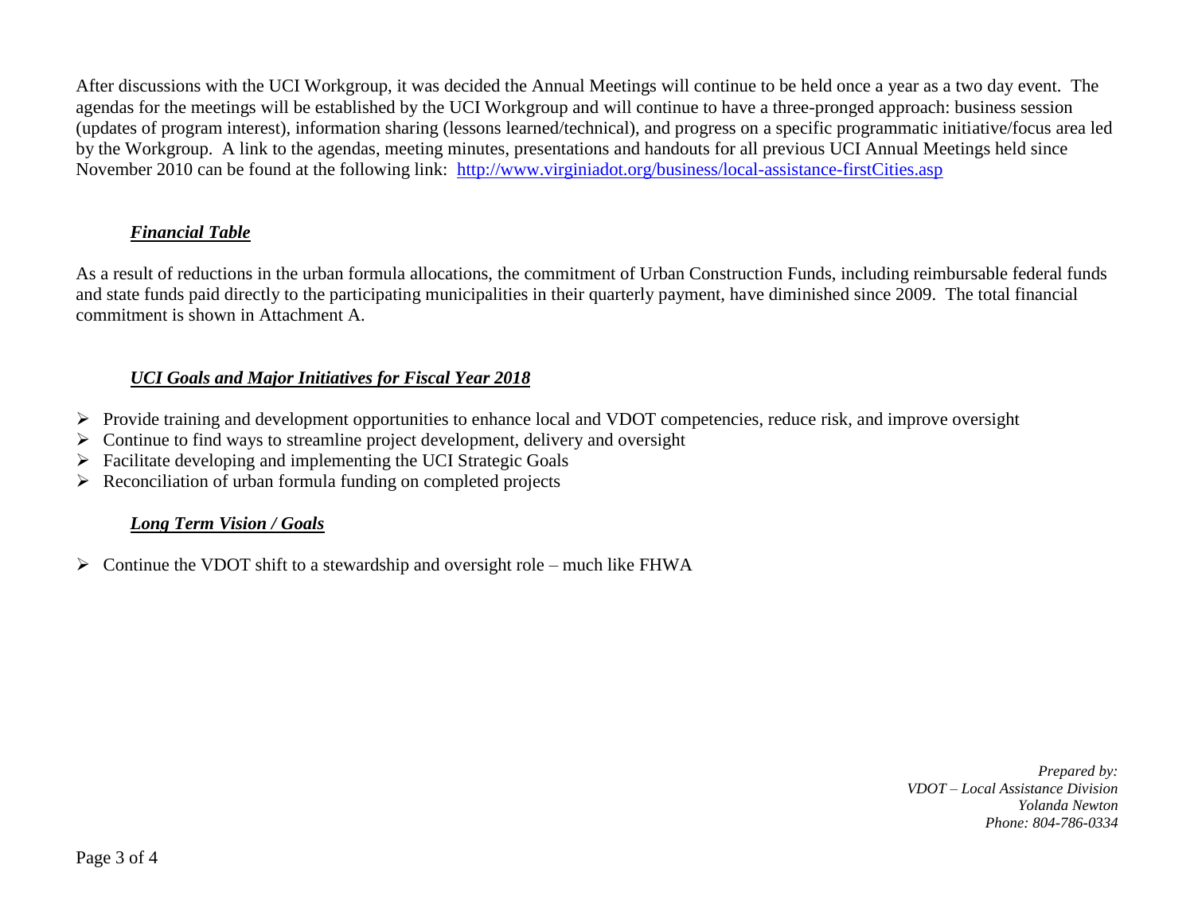After discussions with the UCI Workgroup, it was decided the Annual Meetings will continue to be held once a year as a two day event. The agendas for the meetings will be established by the UCI Workgroup and will continue to have a three-pronged approach: business session (updates of program interest), information sharing (lessons learned/technical), and progress on a specific programmatic initiative/focus area led by the Workgroup. A link to the agendas, meeting minutes, presentations and handouts for all previous UCI Annual Meetings held since November 2010 can be found at the following link: [http://www.virginiadot.org/business/local-assistance-firstCities.asp](http://www.virginiadot.org/business/local-assistance-firstCities.asp)

### ***Financial Table***

As a result of reductions in the urban formula allocations, the commitment of Urban Construction Funds, including reimbursable federal funds and state funds paid directly to the participating municipalities in their quarterly payment, have diminished since 2009. The total financial commitment is shown in Attachment A.

### ***UCI Goals and Major Initiatives for Fiscal Year 2018***

- Provide training and development opportunities to enhance local and VDOT competencies, reduce risk, and improve oversight
- Continue to find ways to streamline project development, delivery and oversight
- Facilitate developing and implementing the UCI Strategic Goals
- Reconciliation of urban formula funding on completed projects

### ***Long Term Vision / Goals***

- Continue the VDOT shift to a stewardship and oversight role – much like FHWA

*Prepared by:*
*VDOT – Local Assistance Division*
*Yolanda Newton*
*Phone: 804-786-0334*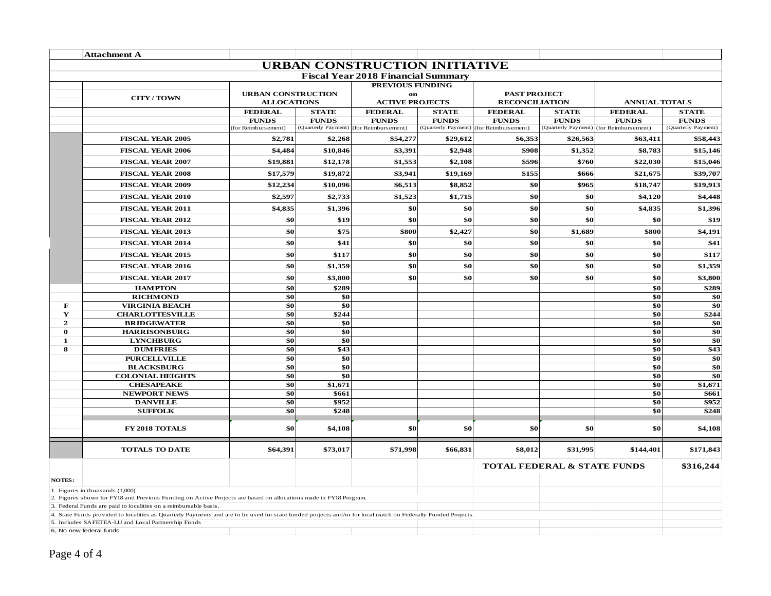**Attachment A**

# URBAN CONSTRUCTION INITIATIVE

## Fiscal Year 2018 Financial Summary

| | CITY / TOWN | URBAN CONSTRUCTION ALLOCATIONS | | PREVIOUS FUNDING on ACTIVE PROJECTS | | PAST PROJECT RECONCILIATION | | ANNUAL TOTALS | |
|---|---|---|---|---|---|---|---|---|---|
| | | FEDERAL FUNDS (for Reimbursement) | STATE FUNDS (Quarterly Payment) | FEDERAL FUNDS (for Reimbursement) | STATE FUNDS (Quarterly Payment) | FEDERAL FUNDS (for Reimbursement) | STATE FUNDS (Quarterly Payment) | FEDERAL FUNDS (for Reimbursement) | STATE FUNDS (Quarterly Payment) |
| | **FISCAL YEAR 2005** | **$2,781** | **$2,268** | **$54,277** | **$29,612** | **$6,353** | **$26,563** | **$63,411** | **$58,443** |
| | **FISCAL YEAR 2006** | **$4,484** | **$10,846** | **$3,391** | **$2,948** | **$908** | **$1,352** | **$8,783** | **$15,146** |
| | **FISCAL YEAR 2007** | **$19,881** | **$12,178** | **$1,553** | **$2,108** | **$596** | **$760** | **$22,030** | **$15,046** |
| | **FISCAL YEAR 2008** | **$17,579** | **$19,872** | **$3,941** | **$19,169** | **$155** | **$666** | **$21,675** | **$39,707** |
| | **FISCAL YEAR 2009** | **$12,234** | **$10,096** | **$6,513** | **$8,852** | **$0** | **$965** | **$18,747** | **$19,913** |
| | **FISCAL YEAR 2010** | **$2,597** | **$2,733** | **$1,523** | **$1,715** | **$0** | **$0** | **$4,120** | **$4,448** |
| | **FISCAL YEAR 2011** | **$4,835** | **$1,396** | **$0** | **$0** | **$0** | **$0** | **$4,835** | **$1,396** |
| | **FISCAL YEAR 2012** | **$0** | **$19** | **$0** | **$0** | **$0** | **$0** | **$0** | **$19** |
| | **FISCAL YEAR 2013** | **$0** | **$75** | **$800** | **$2,427** | **$0** | **$1,689** | **$800** | **$4,191** |
| | **FISCAL YEAR 2014** | **$0** | **$41** | **$0** | **$0** | **$0** | **$0** | **$0** | **$41** |
| | **FISCAL YEAR 2015** | **$0** | **$117** | **$0** | **$0** | **$0** | **$0** | **$0** | **$117** |
| | **FISCAL YEAR 2016** | **$0** | **$1,359** | **$0** | **$0** | **$0** | **$0** | **$0** | **$1,359** |
| | **FISCAL YEAR 2017** | **$0** | **$3,800** | **$0** | **$0** | **$0** | **$0** | **$0** | **$3,800** |
| | **HAMPTON** | **$0** | **$289** | | | | | **$0** | **$289** |
| | **RICHMOND** | **$0** | **$0** | | | | | **$0** | **$0** |
| **F** | **VIRGINIA BEACH** | **$0** | **$0** | | | | | **$0** | **$0** |
| **Y** | **CHARLOTTESVILLE** | **$0** | **$244** | | | | | **$0** | **$244** |
| **2** | **BRIDGEWATER** | **$0** | **$0** | | | | | **$0** | **$0** |
| **0** | **HARRISONBURG** | **$0** | **$0** | | | | | **$0** | **$0** |
| **1** | **LYNCHBURG** | **$0** | **$0** | | | | | **$0** | **$0** |
| **8** | **DUMFRIES** | **$0** | **$43** | | | | | **$0** | **$43** |
| | **PURCELLVILLE** | **$0** | **$0** | | | | | **$0** | **$0** |
| | **BLACKSBURG** | **$0** | **$0** | | | | | **$0** | **$0** |
| | **COLONIAL HEIGHTS** | **$0** | **$0** | | | | | **$0** | **$0** |
| | **CHESAPEAKE** | **$0** | **$1,671** | | | | | **$0** | **$1,671** |
| | **NEWPORT NEWS** | **$0** | **$661** | | | | | **$0** | **$661** |
| | **DANVILLE** | **$0** | **$952** | | | | | **$0** | **$952** |
| | **SUFFOLK** | **$0** | **$248** | | | | | **$0** | **$248** |
| | **FY 2018 TOTALS** | **$0** | **$4,108** | **$0** | **$0** | **$0** | **$0** | **$0** | **$4,108** |
| | **TOTALS TO DATE** | **$64,391** | **$73,017** | **$71,998** | **$66,831** | **$8,012** | **$31,995** | **$144,401** | **$171,843** |
| | | | | | | **TOTAL FEDERAL & STATE FUNDS** | | | **$316,244** |

**NOTES:**

1. Figures in thousands (1,000).
2. Figures shown for FY18 and Previous Funding on Active Projects are based on allocations made in FY18 Program.
3. Federal Funds are paid to localities on a reimbursable basis.
4. State Funds provided to localities as Quarterly Payments and are to be used for state funded projects and/or for local match on Federally Funded Projects.
5. Includes SAFETEA-LU and Local Partnership Funds
6, No new federal funds